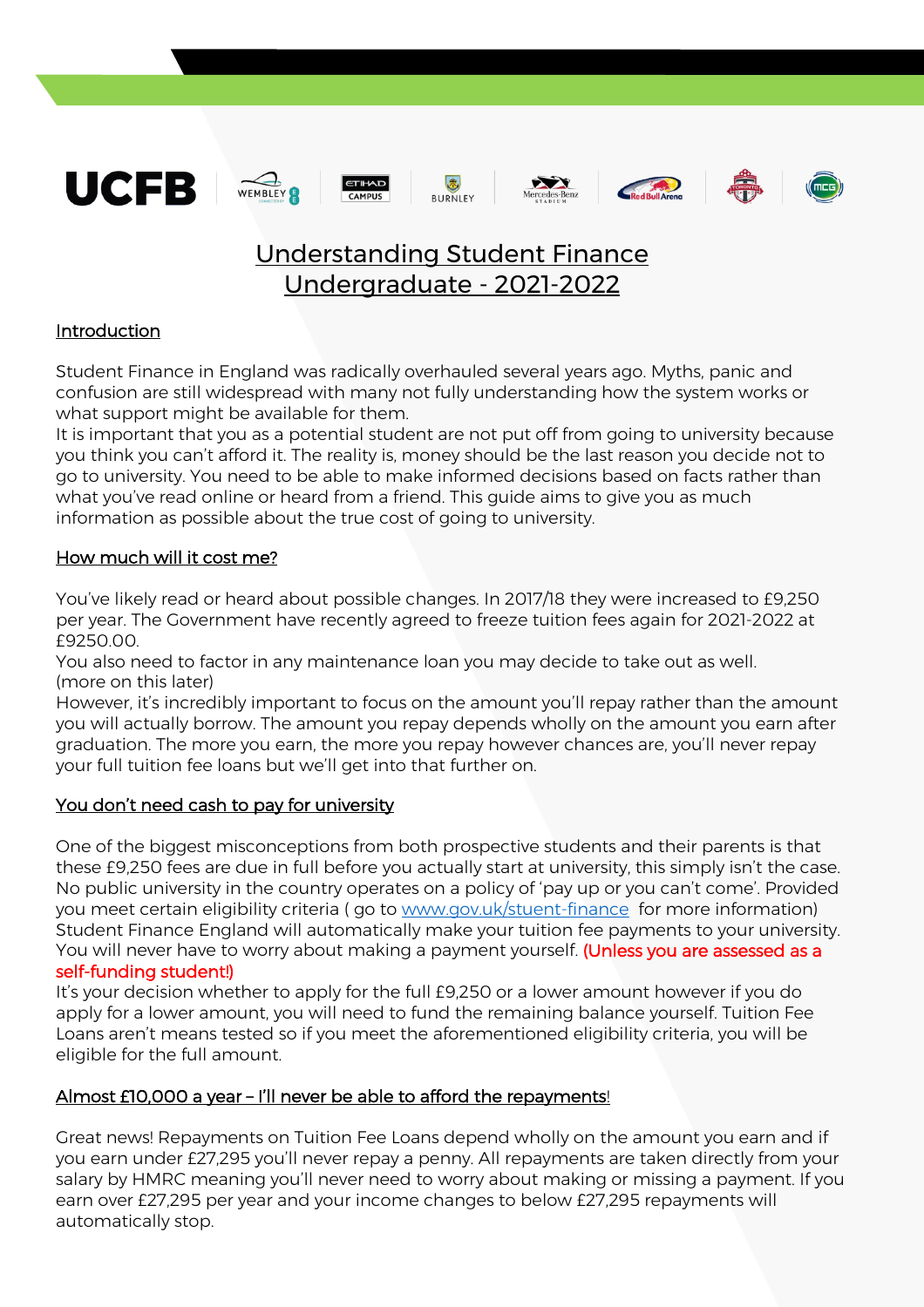UCFB

# Understanding Student Finance Undergraduate - 2021-2022

## Introduction

Student Finance in England was radically overhauled several years ago. Myths, panic and confusion are still widespread with many not fully understanding how the system works or what support might be available for them.

It is important that you as a potential student are not put off from going to university because you think you can't afford it. The reality is, money should be the last reason you decide not to go to university. You need to be able to make informed decisions based on facts rather than what you've read online or heard from a friend. This guide aims to give you as much information as possible about the true cost of going to university.

## How much will it cost me?

You've likely read or heard about possible changes. In 2017/18 they were increased to £9,250 per year. The Government have recently agreed to freeze tuition fees again for 2021-2022 at £9250.00.

You also need to factor in any maintenance loan you may decide to take out as well. (more on this later)

However, it's incredibly important to focus on the amount you'll repay rather than the amount you will actually borrow. The amount you repay depends wholly on the amount you earn after graduation. The more you earn, the more you repay however chances are, you'll never repay your full tuition fee loans but we'll get into that further on.

## You don't need cash to pay for university

One of the biggest misconceptions from both prospective students and their parents is that these £9,250 fees are due in full before you actually start at university, this simply isn't the case. No public university in the country operates on a policy of 'pay up or you can't come'. Provided you meet certain eligibility criteria ( go to [www.gov.uk/stuent-finance](www.gov.uk/stuent-finance) for more information) Student Finance England will automatically make your tuition fee payments to your university. You will never have to worry about making a payment yourself. (Unless you are assessed as a self-funding student!)

It's your decision whether to apply for the full £9,250 or a lower amount however if you do apply for a lower amount, you will need to fund the remaining balance yourself. Tuition Fee Loans aren't means tested so if you meet the aforementioned eligibility criteria, you will be eligible for the full amount.

## Almost £10,000 a year – I'll never be able to afford the repayments!

Great news! Repayments on Tuition Fee Loans depend wholly on the amount you earn and if you earn under £27,295 you'll never repay a penny. All repayments are taken directly from your salary by HMRC meaning you'll never need to worry about making or missing a payment. If you earn over £27,295 per year and your income changes to below £27,295 repayments will automatically stop.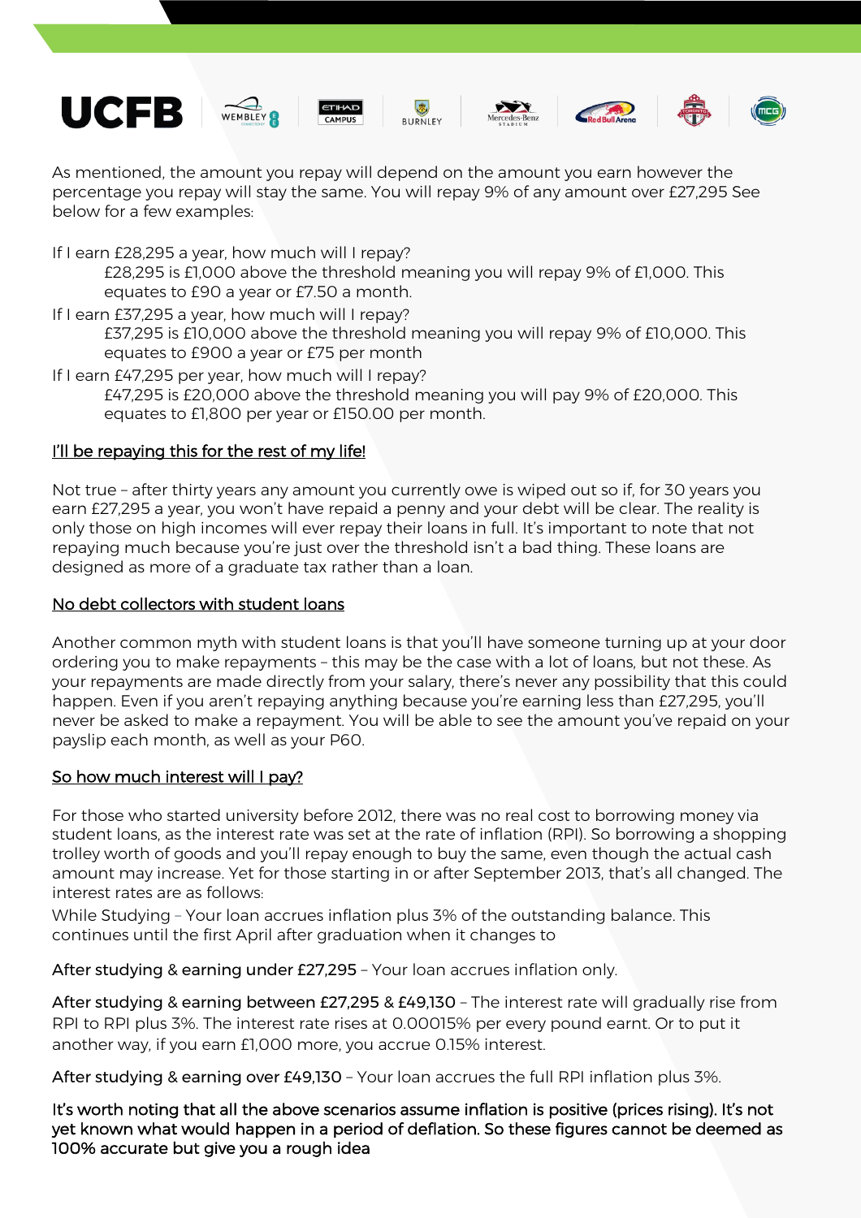As mentioned, the amount you repay will depend on the amount you earn however the percentage you repay will stay the same. You will repay 9% of any amount over £27,295 See below for a few examples:

If I earn £28,295 a year, how much will I repay?

> £28,295 is £1,000 above the threshold meaning you will repay 9% of £1,000. This equates to £90 a year or £7.50 a month.

If I earn £37,295 a year, how much will I repay?

> £37,295 is £10,000 above the threshold meaning you will repay 9% of £10,000. This equates to £900 a year or £75 per month

If I earn £47,295 per year, how much will I repay?

> £47,295 is £20,000 above the threshold meaning you will pay 9% of £20,000. This equates to £1,800 per year or £150.00 per month.

## I'll be repaying this for the rest of my life!

Not true – after thirty years any amount you currently owe is wiped out so if, for 30 years you earn £27,295 a year, you won't have repaid a penny and your debt will be clear. The reality is only those on high incomes will ever repay their loans in full. It's important to note that not repaying much because you're just over the threshold isn't a bad thing. These loans are designed as more of a graduate tax rather than a loan.

## No debt collectors with student loans

Another common myth with student loans is that you'll have someone turning up at your door ordering you to make repayments – this may be the case with a lot of loans, but not these. As your repayments are made directly from your salary, there's never any possibility that this could happen. Even if you aren't repaying anything because you're earning less than £27,295, you'll never be asked to make a repayment. You will be able to see the amount you've repaid on your payslip each month, as well as your P60.

## So how much interest will I pay?

For those who started university before 2012, there was no real cost to borrowing money via student loans, as the interest rate was set at the rate of inflation (RPI). So borrowing a shopping trolley worth of goods and you'll repay enough to buy the same, even though the actual cash amount may increase. Yet for those starting in or after September 2013, that's all changed. The interest rates are as follows:

While Studying – Your loan accrues inflation plus 3% of the outstanding balance. This continues until the first April after graduation when it changes to

After studying & earning under £27,295 – Your loan accrues inflation only.

After studying & earning between £27,295 & £49,130 – The interest rate will gradually rise from RPI to RPI plus 3%. The interest rate rises at 0.00015% per every pound earnt. Or to put it another way, if you earn £1,000 more, you accrue 0.15% interest.

After studying & earning over £49,130 – Your loan accrues the full RPI inflation plus 3%.

It's worth noting that all the above scenarios assume inflation is positive (prices rising). It's not yet known what would happen in a period of deflation. So these figures cannot be deemed as 100% accurate but give you a rough idea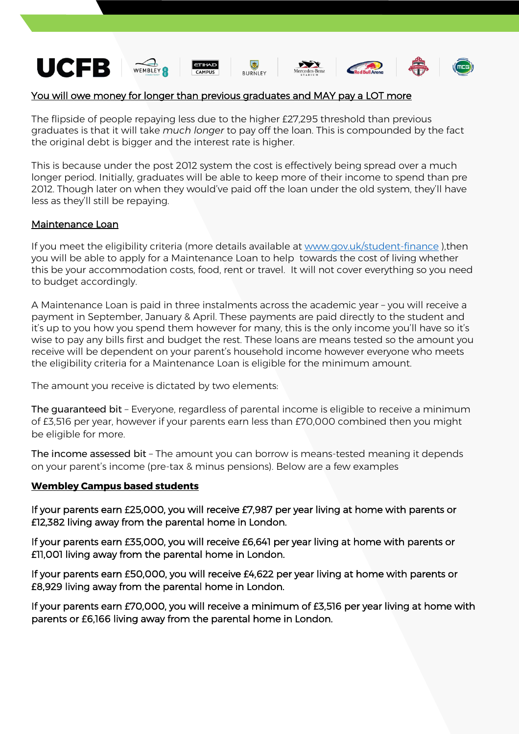<u>You will owe money for longer than previous graduates and MAY pay a LOT more</u>

The flipside of people repaying less due to the higher £27,295 threshold than previous graduates is that it will take *much longer* to pay off the loan. This is compounded by the fact the original debt is bigger and the interest rate is higher.

This is because under the post 2012 system the cost is effectively being spread over a much longer period. Initially, graduates will be able to keep more of their income to spend than pre 2012. Though later on when they would've paid off the loan under the old system, they'll have less as they'll still be repaying.

<u>Maintenance Loan</u>

If you meet the eligibility criteria (more details available at www.gov.uk/student-finance ),then you will be able to apply for a Maintenance Loan to help towards the cost of living whether this be your accommodation costs, food, rent or travel. It will not cover everything so you need to budget accordingly.

A Maintenance Loan is paid in three instalments across the academic year – you will receive a payment in September, January & April. These payments are paid directly to the student and it's up to you how you spend them however for many, this is the only income you'll have so it's wise to pay any bills first and budget the rest. These loans are means tested so the amount you receive will be dependent on your parent's household income however everyone who meets the eligibility criteria for a Maintenance Loan is eligible for the minimum amount.

The amount you receive is dictated by two elements:

The guaranteed bit – Everyone, regardless of parental income is eligible to receive a minimum of £3,516 per year, however if your parents earn less than £70,000 combined then you might be eligible for more.

The income assessed bit – The amount you can borrow is means-tested meaning it depends on your parent's income (pre-tax & minus pensions). Below are a few examples

**<u>Wembley Campus based students</u>**

If your parents earn £25,000, you will receive £7,987 per year living at home with parents or £12,382 living away from the parental home in London.

If your parents earn £35,000, you will receive £6,641 per year living at home with parents or £11,001 living away from the parental home in London.

If your parents earn £50,000, you will receive £4,622 per year living at home with parents or £8,929 living away from the parental home in London.

If your parents earn £70,000, you will receive a minimum of £3,516 per year living at home with parents or £6,166 living away from the parental home in London.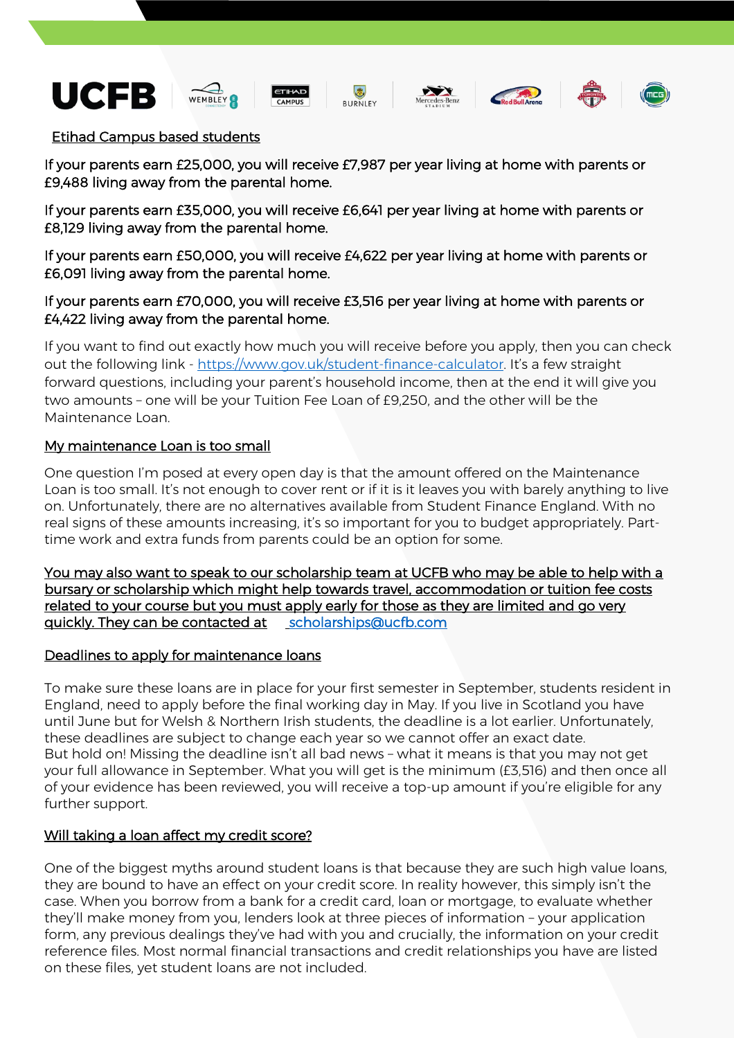## Etihad Campus based students

**If your parents earn £25,000, you will receive £7,987 per year living at home with parents or £9,488 living away from the parental home.**

**If your parents earn £35,000, you will receive £6,641 per year living at home with parents or £8,129 living away from the parental home.**

**If your parents earn £50,000, you will receive £4,622 per year living at home with parents or £6,091 living away from the parental home.**

**If your parents earn £70,000, you will receive £3,516 per year living at home with parents or £4,422 living away from the parental home.**

If you want to find out exactly how much you will receive before you apply, then you can check out the following link - [https://www.gov.uk/student-finance-calculator](https://www.gov.uk/student-finance-calculator). It's a few straight forward questions, including your parent's household income, then at the end it will give you two amounts – one will be your Tuition Fee Loan of £9,250, and the other will be the Maintenance Loan.

## My maintenance Loan is too small

One question I'm posed at every open day is that the amount offered on the Maintenance Loan is too small. It's not enough to cover rent or if it is it leaves you with barely anything to live on. Unfortunately, there are no alternatives available from Student Finance England. With no real signs of these amounts increasing, it's so important for you to budget appropriately. Part-time work and extra funds from parents could be an option for some.

**You may also want to speak to our scholarship team at UCFB who may be able to help with a bursary or scholarship which might help towards travel, accommodation or tuition fee costs related to your course but you must apply early for those as they are limited and go very quickly. They can be contacted at [scholarships@ucfb.com](mailto:scholarships@ucfb.com)**

## Deadlines to apply for maintenance loans

To make sure these loans are in place for your first semester in September, students resident in England, need to apply before the final working day in May. If you live in Scotland you have until June but for Welsh & Northern Irish students, the deadline is a lot earlier. Unfortunately, these deadlines are subject to change each year so we cannot offer an exact date.
But hold on! Missing the deadline isn't all bad news – what it means is that you may not get your full allowance in September. What you will get is the minimum (£3,516) and then once all of your evidence has been reviewed, you will receive a top-up amount if you're eligible for any further support.

## Will taking a loan affect my credit score?

One of the biggest myths around student loans is that because they are such high value loans, they are bound to have an effect on your credit score. In reality however, this simply isn't the case. When you borrow from a bank for a credit card, loan or mortgage, to evaluate whether they'll make money from you, lenders look at three pieces of information – your application form, any previous dealings they've had with you and crucially, the information on your credit reference files. Most normal financial transactions and credit relationships you have are listed on these files, yet student loans are not included.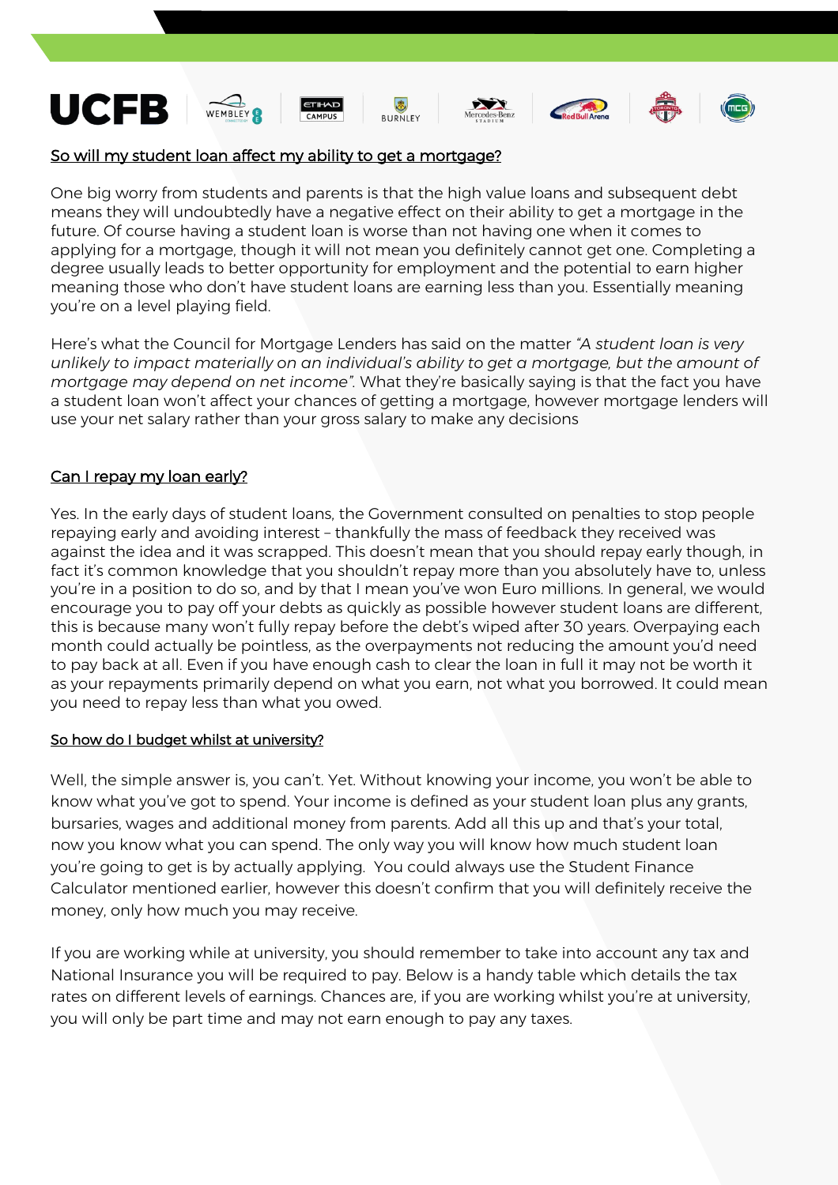## So will my student loan affect my ability to get a mortgage?

One big worry from students and parents is that the high value loans and subsequent debt means they will undoubtedly have a negative effect on their ability to get a mortgage in the future. Of course having a student loan is worse than not having one when it comes to applying for a mortgage, though it will not mean you definitely cannot get one. Completing a degree usually leads to better opportunity for employment and the potential to earn higher meaning those who don't have student loans are earning less than you. Essentially meaning you're on a level playing field.

Here's what the Council for Mortgage Lenders has said on the matter *"A student loan is very unlikely to impact materially on an individual's ability to get a mortgage, but the amount of mortgage may depend on net income"*. What they're basically saying is that the fact you have a student loan won't affect your chances of getting a mortgage, however mortgage lenders will use your net salary rather than your gross salary to make any decisions

## Can I repay my loan early?

Yes. In the early days of student loans, the Government consulted on penalties to stop people repaying early and avoiding interest – thankfully the mass of feedback they received was against the idea and it was scrapped. This doesn't mean that you should repay early though, in fact it's common knowledge that you shouldn't repay more than you absolutely have to, unless you're in a position to do so, and by that I mean you've won Euro millions. In general, we would encourage you to pay off your debts as quickly as possible however student loans are different, this is because many won't fully repay before the debt's wiped after 30 years. Overpaying each month could actually be pointless, as the overpayments not reducing the amount you'd need to pay back at all. Even if you have enough cash to clear the loan in full it may not be worth it as your repayments primarily depend on what you earn, not what you borrowed. It could mean you need to repay less than what you owed.

## So how do I budget whilst at university?

Well, the simple answer is, you can't. Yet. Without knowing your income, you won't be able to know what you've got to spend. Your income is defined as your student loan plus any grants, bursaries, wages and additional money from parents. Add all this up and that's your total, now you know what you can spend. The only way you will know how much student loan you're going to get is by actually applying. You could always use the Student Finance Calculator mentioned earlier, however this doesn't confirm that you will definitely receive the money, only how much you may receive.

If you are working while at university, you should remember to take into account any tax and National Insurance you will be required to pay. Below is a handy table which details the tax rates on different levels of earnings. Chances are, if you are working whilst you're at university, you will only be part time and may not earn enough to pay any taxes.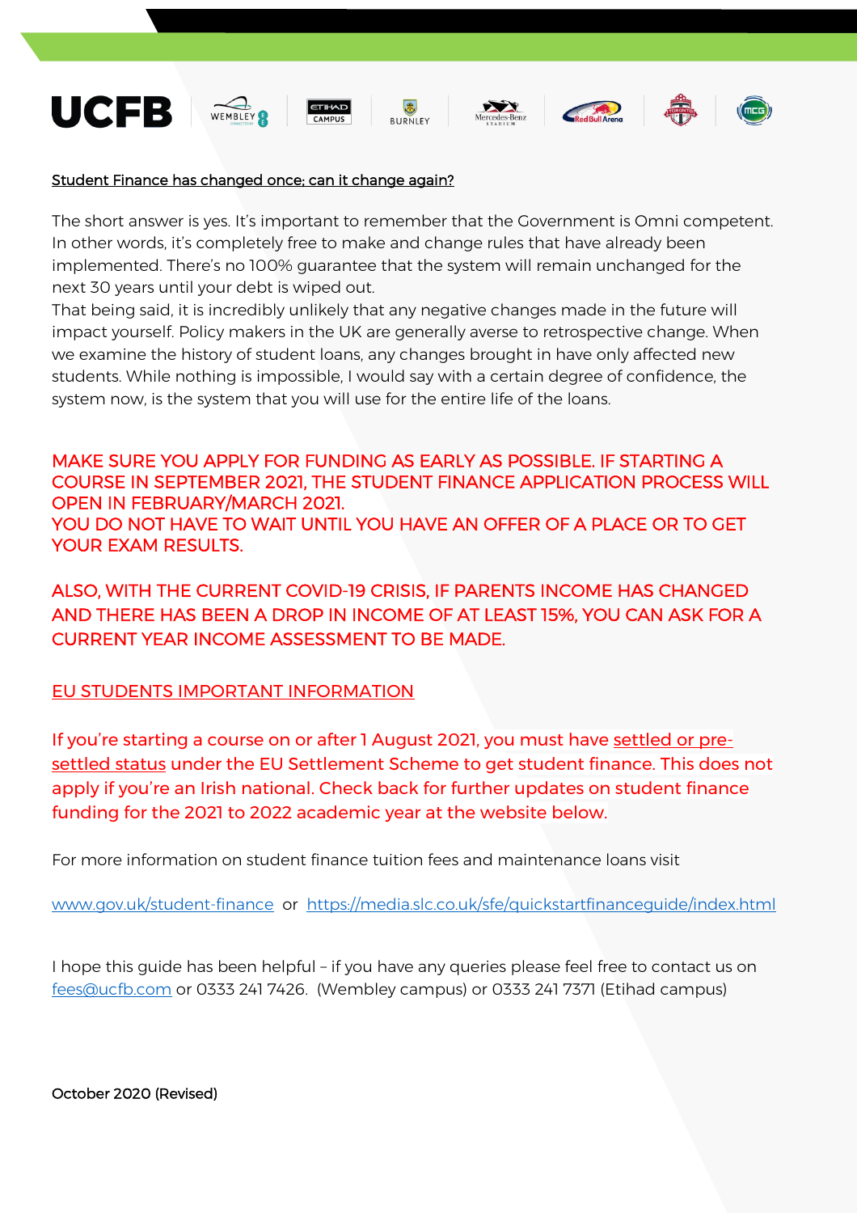UCFB

**Student Finance has changed once; can it change again?**

The short answer is yes. It's important to remember that the Government is Omni competent. In other words, it's completely free to make and change rules that have already been implemented. There's no 100% guarantee that the system will remain unchanged for the next 30 years until your debt is wiped out.
That being said, it is incredibly unlikely that any negative changes made in the future will impact yourself. Policy makers in the UK are generally averse to retrospective change. When we examine the history of student loans, any changes brought in have only affected new students. While nothing is impossible, I would say with a certain degree of confidence, the system now, is the system that you will use for the entire life of the loans.

MAKE SURE YOU APPLY FOR FUNDING AS EARLY AS POSSIBLE. IF STARTING A COURSE IN SEPTEMBER 2021, THE STUDENT FINANCE APPLICATION PROCESS WILL OPEN IN FEBRUARY/MARCH 2021.
YOU DO NOT HAVE TO WAIT UNTIL YOU HAVE AN OFFER OF A PLACE OR TO GET YOUR EXAM RESULTS.

ALSO, WITH THE CURRENT COVID-19 CRISIS, IF PARENTS INCOME HAS CHANGED AND THERE HAS BEEN A DROP IN INCOME OF AT LEAST 15%, YOU CAN ASK FOR A CURRENT YEAR INCOME ASSESSMENT TO BE MADE.

**EU STUDENTS IMPORTANT INFORMATION**

If you're starting a course on or after 1 August 2021, you must have settled or pre-settled status under the EU Settlement Scheme to get student finance. This does not apply if you're an Irish national. Check back for further updates on student finance funding for the 2021 to 2022 academic year at the website below.

For more information on student finance tuition fees and maintenance loans visit

www.gov.uk/student-finance or https://media.slc.co.uk/sfe/quickstartfinanceguide/index.html

I hope this guide has been helpful – if you have any queries please feel free to contact us on fees@ucfb.com or 0333 241 7426. (Wembley campus) or 0333 241 7371 (Etihad campus)

October 2020 (Revised)